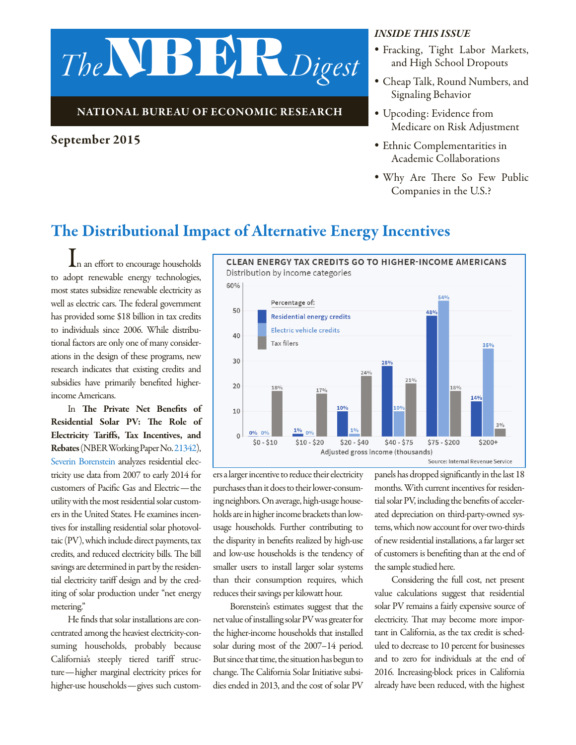# The NBER Digest

**NATIONAL BUREAU OF ECONOMIC RESEARCH**

**September 2015**

*INSIDE THIS ISSUE*

- Fracking, Tight Labor Markets, and High School Dropouts
- Cheap Talk, Round Numbers, and Signaling Behavior
- Upcoding: Evidence from Medicare on Risk Adjustment
- Ethnic Complementarities in Academic Collaborations
- Why Are There So Few Public Companies in the U.S.?

## The Distributional Impact of Alternative Energy Incentives

In an effort to encourage households to adopt renewable energy technologies, most states subsidize renewable electricity as well as electric cars. The federal government has provided some $18 billion in tax credits to individuals since 2006. While distributional factors are only one of many considerations in the design of these programs, new research indicates that existing credits and subsidies have primarily benefited higher-income Americans.

In **The Private Net Benefits of Residential Solar PV: The Role of Electricity Tariffs, Tax Incentives, and Rebates** (NBER Working Paper No. 21342), Severin Borenstein analyzes residential electricity use data from 2007 to early 2014 for customers of Pacific Gas and Electric—the utility with the most residential solar customers in the United States. He examines incentives for installing residential solar photovoltaic (PV), which include direct payments, tax credits, and reduced electricity bills. The bill savings are determined in part by the residential electricity tariff design and by the crediting of solar production under "net energy metering."

**CLEAN ENERGY TAX CREDITS GO TO HIGHER-INCOME AMERICANS**

Distribution by income categories

| Adjusted gross income (thousands) | Residential energy credits | Electric vehicle credits | Tax filers |
|---|---|---|---|
| $0 - $10 | 0% | 0% | 18% |
| $10 - $20 | 1% | 0% | 17% |
| $20 - $40 | 10% | 1% | 24% |
| $40 - $75 | 28% | 10% | 21% |
| $75 - $200 | 48% | 54% | 18% |
| $200+ | 14% | 35% | 3% |

Source: Internal Revenue Service

He finds that solar installations are concentrated among the heaviest electricity-consuming households, probably because California's steeply tiered tariff structure—higher marginal electricity prices for higher-use households—gives such customers a larger incentive to reduce their electricity purchases than it does to their lower-consuming neighbors. On average, high-usage households are in higher income brackets than low-usage households. Further contributing to the disparity in benefits realized by high-use and low-use households is the tendency of smaller users to install larger solar systems than their consumption requires, which reduces their savings per kilowatt hour.

Borenstein's estimates suggest that the net value of installing solar PV was greater for the higher-income households that installed solar during most of the 2007–14 period. But since that time, the situation has begun to change. The California Solar Initiative subsidies ended in 2013, and the cost of solar PV panels has dropped significantly in the last 18 months. With current incentives for residential solar PV, including the benefits of accelerated depreciation on third-party-owned systems, which now account for over two-thirds of new residential installations, a far larger set of customers is benefiting than at the end of the sample studied here.

Considering the full cost, net present value calculations suggest that residential solar PV remains a fairly expensive source of electricity. That may become more important in California, as the tax credit is scheduled to decrease to 10 percent for businesses and to zero for individuals at the end of 2016. Increasing-block prices in California already have been reduced, with the highest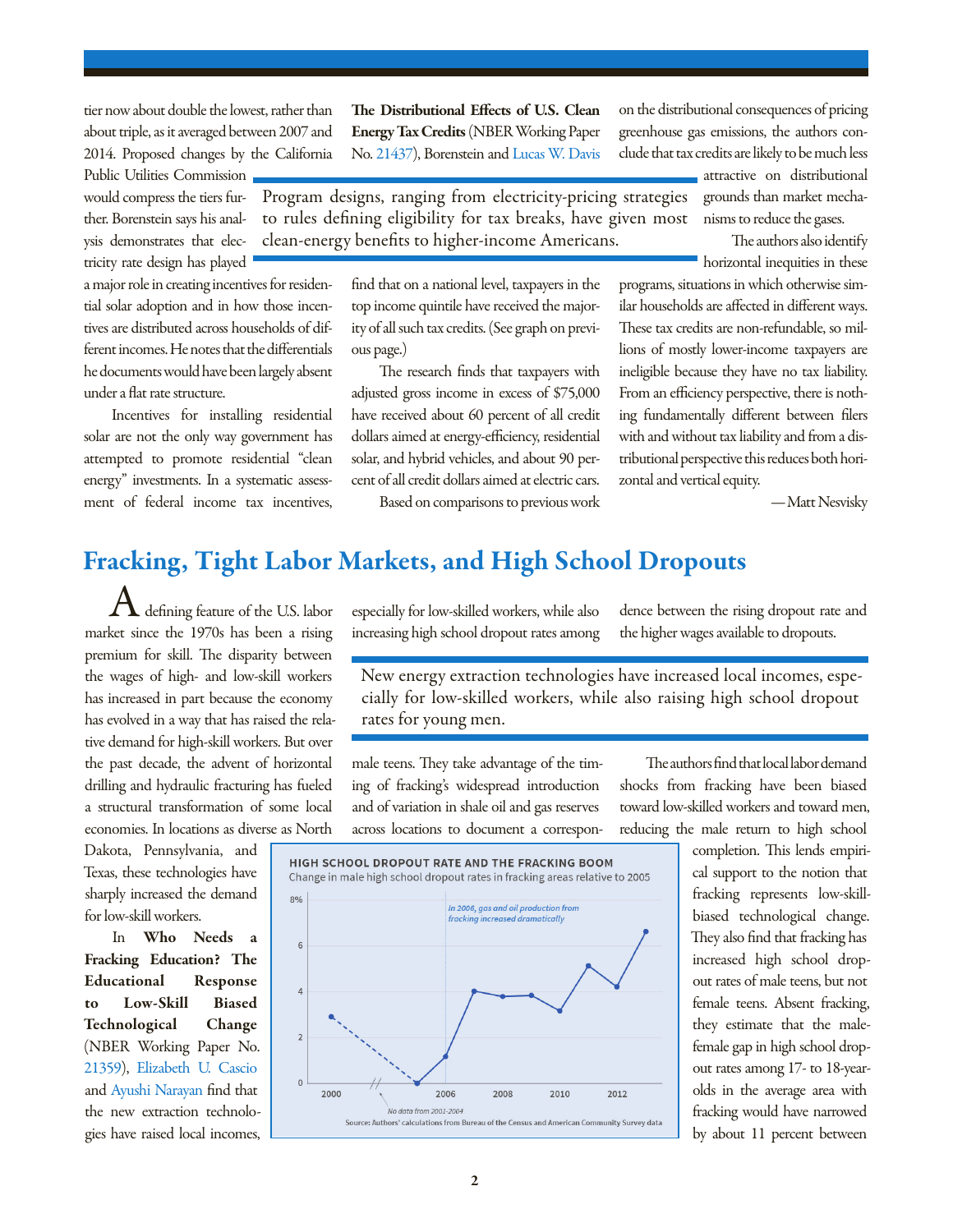tier now about double the lowest, rather than about triple, as it averaged between 2007 and 2014. Proposed changes by the California Public Utilities Commission would compress the tiers further. Borenstein says his analysis demonstrates that electricity rate design has played a major role in creating incentives for residential solar adoption and in how those incentives are distributed across households of different incomes. He notes that the differentials he documents would have been largely absent under a flat rate structure.

Incentives for installing residential solar are not the only way government has attempted to promote residential "clean energy" investments. In a systematic assessment of federal income tax incentives, **The Distributional Effects of U.S. Clean Energy Tax Credits** (NBER Working Paper No. 21437), Borenstein and Lucas W. Davis find that on a national level, taxpayers in the top income quintile have received the majority of all such tax credits. (See graph on previous page.)

> Program designs, ranging from electricity-pricing strategies to rules defining eligibility for tax breaks, have given most clean-energy benefits to higher-income Americans.

The research finds that taxpayers with adjusted gross income in excess of $75,000 have received about 60 percent of all credit dollars aimed at energy-efficiency, residential solar, and hybrid vehicles, and about 90 percent of all credit dollars aimed at electric cars.

Based on comparisons to previous work on the distributional consequences of pricing greenhouse gas emissions, the authors conclude that tax credits are likely to be much less attractive on distributional grounds than market mechanisms to reduce the gases.

The authors also identify horizontal inequities in these programs, situations in which otherwise similar households are affected in different ways. These tax credits are non-refundable, so millions of mostly lower-income taxpayers are ineligible because they have no tax liability. From an efficiency perspective, there is nothing fundamentally different between filers with and without tax liability and from a distributional perspective this reduces both horizontal and vertical equity.

—Matt Nesvisky

## Fracking, Tight Labor Markets, and High School Dropouts

A defining feature of the U.S. labor market since the 1970s has been a rising premium for skill. The disparity between the wages of high- and low-skill workers has increased in part because the economy has evolved in a way that has raised the relative demand for high-skill workers. But over the past decade, the advent of horizontal drilling and hydraulic fracturing has fueled a structural transformation of some local economies. In locations as diverse as North Dakota, Pennsylvania, and Texas, these technologies have sharply increased the demand for low-skill workers.

In **Who Needs a Fracking Education? The Educational Response to Low-Skill Biased Technological Change** (NBER Working Paper No. 21359), Elizabeth U. Cascio and Ayushi Narayan find that the new extraction technologies have raised local incomes, especially for low-skilled workers, while also increasing high school dropout rates among male teens. They take advantage of the timing of fracking's widespread introduction and of variation in shale oil and gas reserves across locations to document a correspondence between the rising dropout rate and the higher wages available to dropouts.

> New energy extraction technologies have increased local incomes, especially for low-skilled workers, while also raising high school dropout rates for young men.

**HIGH SCHOOL DROPOUT RATE AND THE FRACKING BOOM**

Change in male high school dropout rates in fracking areas relative to 2005

*In 2006, gas and oil production from fracking increased dramatically*

*No data from 2001-2004*

Source: Authors' calculations from Bureau of the Census and American Community Survey data

The authors find that local labor demand shocks from fracking have been biased toward low-skilled workers and toward men, reducing the male return to high school completion. This lends empirical support to the notion that fracking represents low-skill-biased technological change. They also find that fracking has increased high school dropout rates of male teens, but not female teens. Absent fracking, they estimate that the male-female gap in high school dropout rates among 17- to 18-year-olds in the average area with fracking would have narrowed by about 11 percent between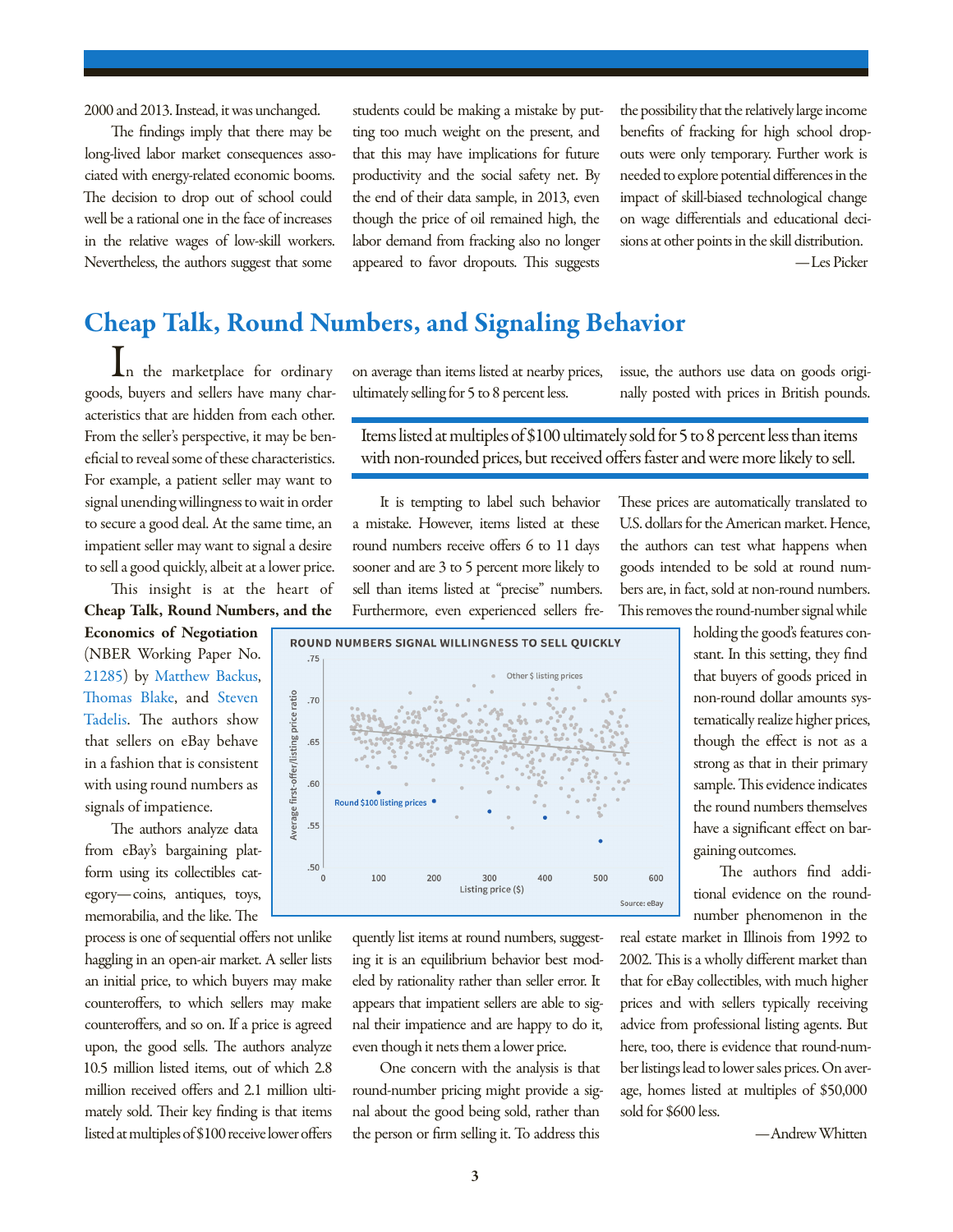2000 and 2013. Instead, it was unchanged.

The findings imply that there may be long-lived labor market consequences associated with energy-related economic booms. The decision to drop out of school could well be a rational one in the face of increases in the relative wages of low-skill workers. Nevertheless, the authors suggest that some students could be making a mistake by putting too much weight on the present, and that this may have implications for future productivity and the social safety net. By the end of their data sample, in 2013, even though the price of oil remained high, the labor demand from fracking also no longer appeared to favor dropouts. This suggests the possibility that the relatively large income benefits of fracking for high school dropouts were only temporary. Further work is needed to explore potential differences in the impact of skill-biased technological change on wage differentials and educational decisions at other points in the skill distribution.

—Les Picker

## Cheap Talk, Round Numbers, and Signaling Behavior

In the marketplace for ordinary goods, buyers and sellers have many characteristics that are hidden from each other. From the seller's perspective, it may be beneficial to reveal some of these characteristics. For example, a patient seller may want to signal unending willingness to wait in order to secure a good deal. At the same time, an impatient seller may want to signal a desire to sell a good quickly, albeit at a lower price.

This insight is at the heart of **Cheap Talk, Round Numbers, and the Economics of Negotiation** (NBER Working Paper No. 21285) by Matthew Backus, Thomas Blake, and Steven Tadelis. The authors show that sellers on eBay behave in a fashion that is consistent with using round numbers as signals of impatience.

The authors analyze data from eBay's bargaining platform using its collectibles category—coins, antiques, toys, memorabilia, and the like. The process is one of sequential offers not unlike haggling in an open-air market. A seller lists an initial price, to which buyers may make counteroffers, to which sellers may make counteroffers, and so on. If a price is agreed upon, the good sells. The authors analyze 10.5 million listed items, out of which 2.8 million received offers and 2.1 million ultimately sold. Their key finding is that items listed at multiples of $100 receive lower offers on average than items listed at nearby prices, ultimately selling for 5 to 8 percent less.

> Items listed at multiples of $100 ultimately sold for 5 to 8 percent less than items with non-rounded prices, but received offers faster and were more likely to sell.

It is tempting to label such behavior a mistake. However, items listed at these round numbers receive offers 6 to 11 days sooner and are 3 to 5 percent more likely to sell than items listed at "precise" numbers. Furthermore, even experienced sellers frequently list items at round numbers, suggesting it is an equilibrium behavior best modeled by rationality rather than seller error. It appears that impatient sellers are able to signal their impatience and are happy to do it, even though it nets them a lower price.

One concern with the analysis is that round-number pricing might provide a signal about the good being sold, rather than the person or firm selling it. To address this issue, the authors use data on goods originally posted with prices in British pounds. These prices are automatically translated to U.S. dollars for the American market. Hence, the authors can test what happens when goods intended to be sold at round numbers are, in fact, sold at non-round numbers. This removes the round-number signal while holding the good's features constant. In this setting, they find that buyers of goods priced in non-round dollar amounts systematically realize higher prices, though the effect is not as a strong as that in their primary sample. This evidence indicates the round numbers themselves have a significant effect on bargaining outcomes.

**ROUND NUMBERS SIGNAL WILLINGNESS TO SELL QUICKLY**

Source: eBay

The authors find additional evidence on the round-number phenomenon in the real estate market in Illinois from 1992 to 2002. This is a wholly different market than that for eBay collectibles, with much higher prices and with sellers typically receiving advice from professional listing agents. But here, too, there is evidence that round-number listings lead to lower sales prices. On average, homes listed at multiples of $50,000 sold for $600 less.

—Andrew Whitten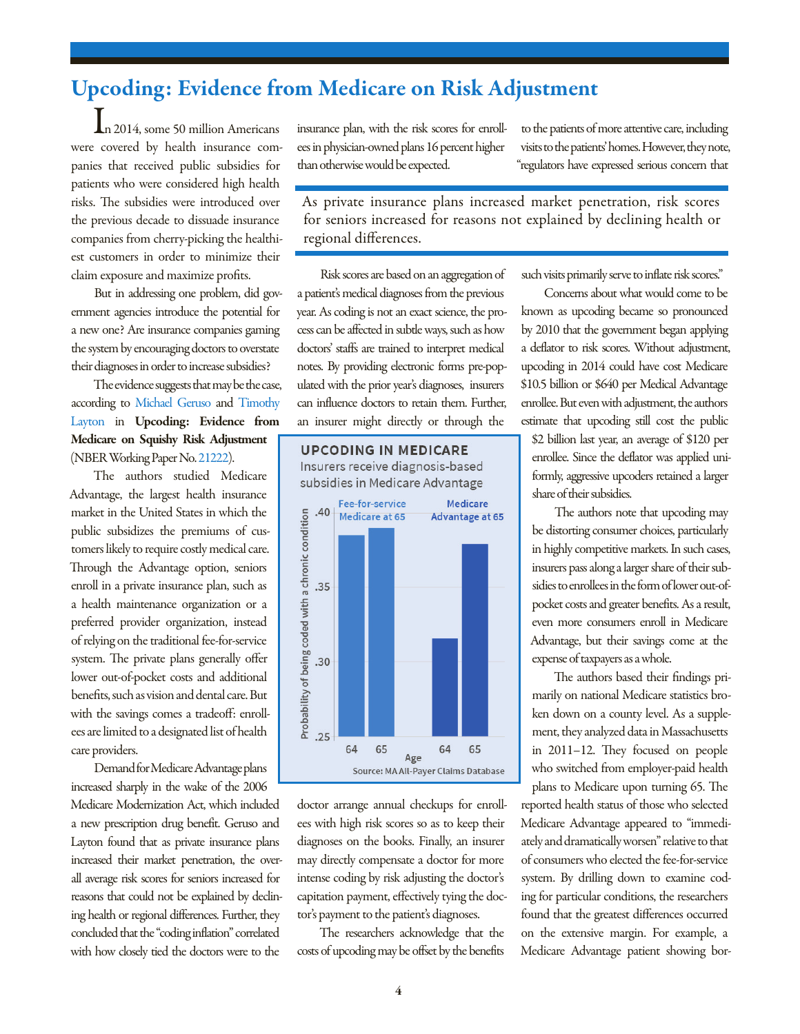# Upcoding: Evidence from Medicare on Risk Adjustment

In 2014, some 50 million Americans were covered by health insurance companies that received public subsidies for patients who were considered high health risks. The subsidies were introduced over the previous decade to dissuade insurance companies from cherry-picking the healthiest customers in order to minimize their claim exposure and maximize profits.

But in addressing one problem, did government agencies introduce the potential for a new one? Are insurance companies gaming the system by encouraging doctors to overstate their diagnoses in order to increase subsidies?

The evidence suggests that may be the case, according to Michael Geruso and Timothy Layton in **Upcoding: Evidence from Medicare on Squishy Risk Adjustment** (NBER Working Paper No. 21222).

The authors studied Medicare Advantage, the largest health insurance market in the United States in which the public subsidizes the premiums of customers likely to require costly medical care. Through the Advantage option, seniors enroll in a private insurance plan, such as a health maintenance organization or a preferred provider organization, instead of relying on the traditional fee-for-service system. The private plans generally offer lower out-of-pocket costs and additional benefits, such as vision and dental care. But with the savings comes a tradeoff: enrollees are limited to a designated list of health care providers.

Demand for Medicare Advantage plans increased sharply in the wake of the 2006 Medicare Modernization Act, which included a new prescription drug benefit. Geruso and Layton found that as private insurance plans increased their market penetration, the overall average risk scores for seniors increased for reasons that could not be explained by declining health or regional differences. Further, they concluded that the "coding inflation" correlated with how closely tied the doctors were to the insurance plan, with the risk scores for enrollees in physician-owned plans 16 percent higher than otherwise would be expected.

> As private insurance plans increased market penetration, risk scores for seniors increased for reasons not explained by declining health or regional differences.

Risk scores are based on an aggregation of a patient's medical diagnoses from the previous year. As coding is not an exact science, the process can be affected in subtle ways, such as how doctors' staffs are trained to interpret medical notes. By providing electronic forms pre-populated with the prior year's diagnoses, insurers can influence doctors to retain them. Further, an insurer might directly or through the doctor arrange annual checkups for enrollees with high risk scores so as to keep their diagnoses on the books. Finally, an insurer may directly compensate a doctor for more intense coding by risk adjusting the doctor's capitation payment, effectively tying the doctor's payment to the patient's diagnoses.

**UPCODING IN MEDICARE**
Insurers receive diagnosis-based subsidies in Medicare Advantage

| Age | Fee-for-service Medicare at 65 | Medicare Advantage at 65 |
|---|---|---|
| 64 | ~0.384 | ~0.315 |
| 65 | ~0.389 | ~0.378 |

Probability of being coded with a chronic condition

Source: MA All-Payer Claims Database

The researchers acknowledge that the costs of upcoding may be offset by the benefits to the patients of more attentive care, including visits to the patients' homes. However, they note, "regulators have expressed serious concern that such visits primarily serve to inflate risk scores."

Concerns about what would come to be known as upcoding became so pronounced by 2010 that the government began applying a deflator to risk scores. Without adjustment, upcoding in 2014 could have cost Medicare $10.5 billion or $640 per Medical Advantage enrollee. But even with adjustment, the authors estimate that upcoding still cost the public $2 billion last year, an average of $120 per enrollee. Since the deflator was applied uniformly, aggressive upcoders retained a larger share of their subsidies.

The authors note that upcoding may be distorting consumer choices, particularly in highly competitive markets. In such cases, insurers pass along a larger share of their subsidies to enrollees in the form of lower out-of-pocket costs and greater benefits. As a result, even more consumers enroll in Medicare Advantage, but their savings come at the expense of taxpayers as a whole.

The authors based their findings primarily on national Medicare statistics broken down on a county level. As a supplement, they analyzed data in Massachusetts in 2011–12. They focused on people who switched from employer-paid health plans to Medicare upon turning 65. The reported health status of those who selected Medicare Advantage appeared to "immediately and dramatically worsen" relative to that of consumers who elected the fee-for-service system. By drilling down to examine coding for particular conditions, the researchers found that the greatest differences occurred on the extensive margin. For example, a Medicare Advantage patient showing bor-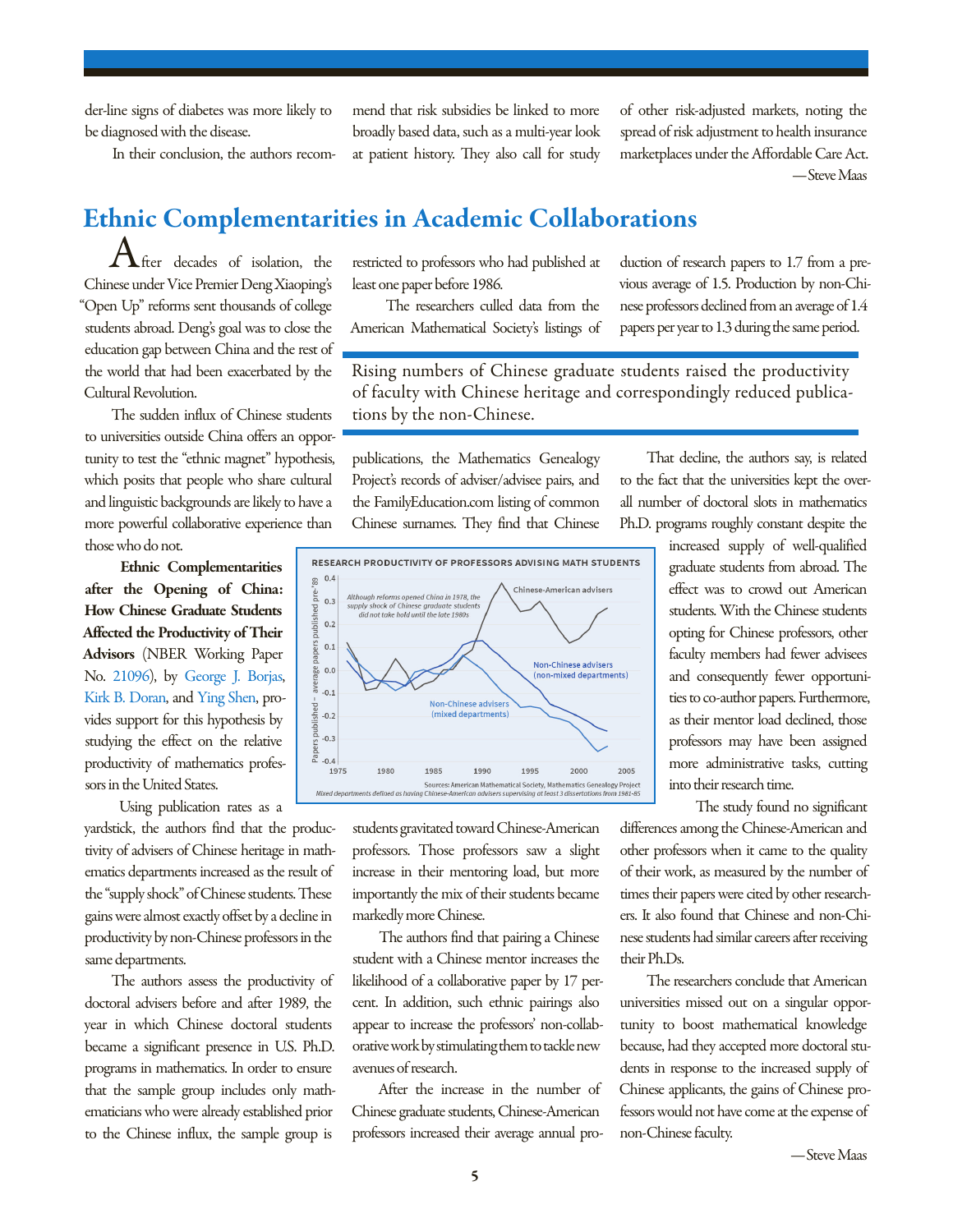der-line signs of diabetes was more likely to be diagnosed with the disease.

In their conclusion, the authors recommend that risk subsidies be linked to more broadly based data, such as a multi-year look at patient history. They also call for study of other risk-adjusted markets, noting the spread of risk adjustment to health insurance marketplaces under the Affordable Care Act.

—Steve Maas

# Ethnic Complementarities in Academic Collaborations

After decades of isolation, the Chinese under Vice Premier Deng Xiaoping's "Open Up" reforms sent thousands of college students abroad. Deng's goal was to close the education gap between China and the rest of the world that had been exacerbated by the Cultural Revolution.

The sudden influx of Chinese students to universities outside China offers an opportunity to test the "ethnic magnet" hypothesis, which posits that people who share cultural and linguistic backgrounds are likely to have a more powerful collaborative experience than those who do not.

**Ethnic Complementarities after the Opening of China: How Chinese Graduate Students Affected the Productivity of Their Advisors** (NBER Working Paper No. 21096), by George J. Borjas, Kirk B. Doran, and Ying Shen, provides support for this hypothesis by studying the effect on the relative productivity of mathematics professors in the United States.

Using publication rates as a yardstick, the authors find that the productivity of advisers of Chinese heritage in mathematics departments increased as the result of the "supply shock" of Chinese students. These gains were almost exactly offset by a decline in productivity by non-Chinese professors in the same departments.

The authors assess the productivity of doctoral advisers before and after 1989, the year in which Chinese doctoral students became a significant presence in U.S. Ph.D. programs in mathematics. In order to ensure that the sample group includes only mathematicians who were already established prior to the Chinese influx, the sample group is restricted to professors who had published at least one paper before 1986.

The researchers culled data from the American Mathematical Society's listings of publications, the Mathematics Genealogy Project's records of adviser/advisee pairs, and the FamilyEducation.com listing of common Chinese surnames. They find that Chinese students gravitated toward Chinese-American professors. Those professors saw a slight increase in their mentoring load, but more importantly the mix of their students became markedly more Chinese.

The authors find that pairing a Chinese student with a Chinese mentor increases the likelihood of a collaborative paper by 17 percent. In addition, such ethnic pairings also appear to increase the professors' non-collaborative work by stimulating them to tackle new avenues of research.

After the increase in the number of Chinese graduate students, Chinese-American professors increased their average annual production of research papers to 1.7 from a previous average of 1.5. Production by non-Chinese professors declined from an average of 1.4 papers per year to 1.3 during the same period.

> Rising numbers of Chinese graduate students raised the productivity of faculty with Chinese heritage and correspondingly reduced publications by the non-Chinese.

**RESEARCH PRODUCTIVITY OF PROFESSORS ADVISING MATH STUDENTS**

*Although reforms opened China in 1978, the supply shock of Chinese graduate students did not take hold until the late 1980s*

Papers published – average papers published pre-'89; series: Chinese-American advisers; Non-Chinese advisers (non-mixed departments); Non-Chinese advisers (mixed departments)

Sources: American Mathematical Society, Mathematics Genealogy Project

*Mixed departments defined as having Chinese-American advisers supervising at least 3 dissertations from 1981–85*

That decline, the authors say, is related to the fact that the universities kept the overall number of doctoral slots in mathematics Ph.D. programs roughly constant despite the increased supply of well-qualified graduate students from abroad. The effect was to crowd out American students. With the Chinese students opting for Chinese professors, other faculty members had fewer advisees and consequently fewer opportunities to co-author papers. Furthermore, as their mentor load declined, those professors may have been assigned more administrative tasks, cutting into their research time.

The study found no significant differences among the Chinese-American and other professors when it came to the quality of their work, as measured by the number of times their papers were cited by other researchers. It also found that Chinese and non-Chinese students had similar careers after receiving their Ph.Ds.

The researchers conclude that American universities missed out on a singular opportunity to boost mathematical knowledge because, had they accepted more doctoral students in response to the increased supply of Chinese applicants, the gains of Chinese professors would not have come at the expense of non-Chinese faculty.

—Steve Maas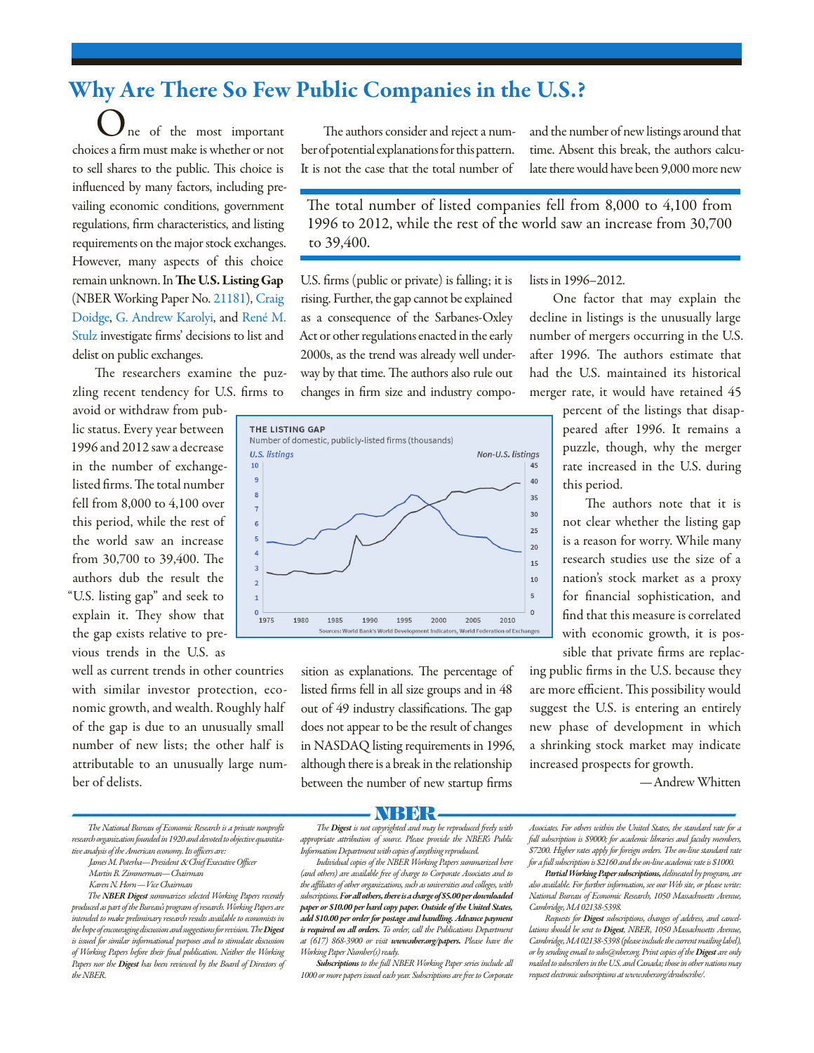# Why Are There So Few Public Companies in the U.S.?

One of the most important choices a firm must make is whether or not to sell shares to the public. This choice is influenced by many factors, including prevailing economic conditions, government regulations, firm characteristics, and listing requirements on the major stock exchanges. However, many aspects of this choice remain unknown. In **The U.S. Listing Gap** (NBER Working Paper No. 21181), Craig Doidge, G. Andrew Karolyi, and René M. Stulz investigate firms' decisions to list and delist on public exchanges.

The researchers examine the puzzling recent tendency for U.S. firms to avoid or withdraw from public status. Every year between 1996 and 2012 saw a decrease in the number of exchange-listed firms. The total number fell from 8,000 to 4,100 over this period, while the rest of the world saw an increase from 30,700 to 39,400. The authors dub the result the "U.S. listing gap" and seek to explain it. They show that the gap exists relative to previous trends in the U.S. as well as current trends in other countries with similar investor protection, economic growth, and wealth. Roughly half of the gap is due to an unusually small number of new lists; the other half is attributable to an unusually large number of delists.

The authors consider and reject a number of potential explanations for this pattern. It is not the case that the total number of U.S. firms (public or private) is falling; it is rising. Further, the gap cannot be explained as a consequence of the Sarbanes-Oxley Act or other regulations enacted in the early 2000s, as the trend was already well underway by that time. The authors also rule out changes in firm size and industry composition as explanations. The percentage of listed firms fell in all size groups and in 48 out of 49 industry classifications. The gap does not appear to be the result of changes in NASDAQ listing requirements in 1996, although there is a break in the relationship between the number of new startup firms and the number of new listings around that time. Absent this break, the authors calculate there would have been 9,000 more new lists in 1996–2012.

> The total number of listed companies fell from 8,000 to 4,100 from 1996 to 2012, while the rest of the world saw an increase from 30,700 to 39,400.

THE LISTING GAP
Number of domestic, publicly-listed firms (thousands)
U.S. listings
Non-U.S. listings
Sources: World Bank's World Development Indicators, World Federation of Exchanges

One factor that may explain the decline in listings is the unusually large number of mergers occurring in the U.S. after 1996. The authors estimate that had the U.S. maintained its historical merger rate, it would have retained 45 percent of the listings that disappeared after 1996. It remains a puzzle, though, why the merger rate increased in the U.S. during this period.

The authors note that it is not clear whether the listing gap is a reason for worry. While many research studies use the size of a nation's stock market as a proxy for financial sophistication, and find that this measure is correlated with economic growth, it is possible that private firms are replacing public firms in the U.S. because they are more efficient. This possibility would suggest the U.S. is entering an entirely new phase of development in which a shrinking stock market may indicate increased prospects for growth.

—Andrew Whitten

---

NBER

*The National Bureau of Economic Research is a private nonprofit research organization founded in 1920 and devoted to objective quantitative analysis of the American economy. Its officers are:*

*James M. Poterba—President & Chief Executive Officer*

*Martin B. Zimmerman—Chairman*

*Karen N. Horn—Vice Chairman*

*The **NBER Digest** summarizes selected Working Papers recently produced as part of the Bureau's program of research. Working Papers are intended to make preliminary research results available to economists in the hope of encouraging discussion and suggestions for revision. The **Digest** is issued for similar informational purposes and to stimulate discussion of Working Papers before their final publication. Neither the Working Papers nor the **Digest** has been reviewed by the Board of Directors of the NBER.*

*The **Digest** is not copyrighted and may be reproduced freely with appropriate attribution of source. Please provide the NBER's Public Information Department with copies of anything reproduced.*

*Individual copies of the NBER Working Papers summarized here (and others) are available free of charge to Corporate Associates and to the affiliates of other organizations, such as universities and colleges, with subscriptions. **For all others, there is a charge of $5.00 per downloaded paper or $10.00 per hard copy paper. Outside of the United States, add $10.00 per order for postage and handling. Advance payment is required on all orders.** To order, call the Publications Department at (617) 868-3900 or visit **www.nber.org/papers.** Please have the Working Paper Number(s) ready.*

***Subscriptions** to the full NBER Working Paper series include all 1000 or more papers issued each year. Subscriptions are free to Corporate Associates. For others within the United States, the standard rate for a full subscription is $9000; for academic libraries and faculty members, $7200. Higher rates apply for foreign orders. The on-line standard rate for a full subscription is $2160 and the on-line academic rate is $1000.*

***Partial Working Paper subscriptions,** delineated by program, are also available. For further information, see our Web site, or please write: National Bureau of Economic Research, 1050 Massachusetts Avenue, Cambridge, MA 02138-5398.*

*Requests for **Digest** subscriptions, changes of address, and cancellations should be sent to **Digest**, NBER, 1050 Massachusetts Avenue, Cambridge, MA 02138-5398 (please include the current mailing label), or by sending email to subs@nber.org. Print copies of the **Digest** are only mailed to subscribers in the U.S. and Canada; those in other nations may request electronic subscriptions at www.nber.org/drsubscribe/.*